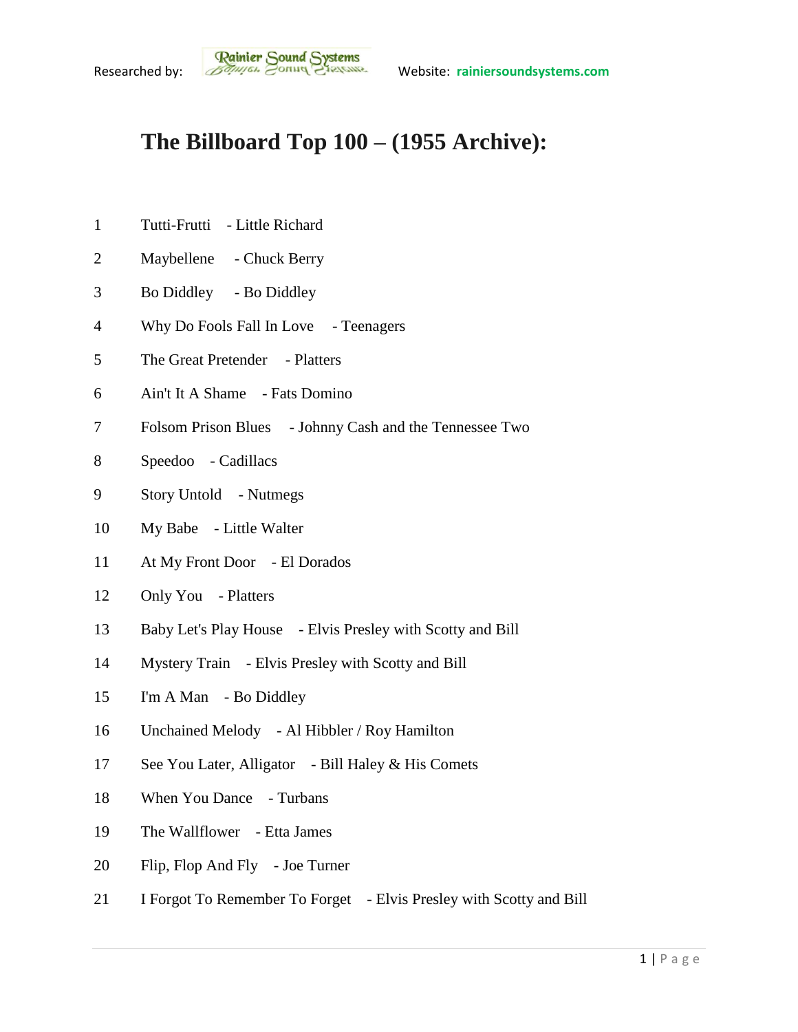Researched by: Rainier Sound Systems Website: rainiersoundsystems.com

# The Billboard Top 100 – (1955 Archive):

1 Tutti-Frutti - Little Richard

2 Maybellene - Chuck Berry

3 Bo Diddley - Bo Diddley

4 Why Do Fools Fall In Love - Teenagers

5 The Great Pretender - Platters

6 Ain't It A Shame - Fats Domino

7 Folsom Prison Blues - Johnny Cash and the Tennessee Two

8 Speedoo - Cadillacs

9 Story Untold - Nutmegs

10 My Babe - Little Walter

11 At My Front Door - El Dorados

12 Only You - Platters

13 Baby Let's Play House - Elvis Presley with Scotty and Bill

14 Mystery Train - Elvis Presley with Scotty and Bill

15 I'm A Man - Bo Diddley

16 Unchained Melody - Al Hibbler / Roy Hamilton

17 See You Later, Alligator - Bill Haley & His Comets

18 When You Dance - Turbans

19 The Wallflower - Etta James

20 Flip, Flop And Fly - Joe Turner

21 I Forgot To Remember To Forget - Elvis Presley with Scotty and Bill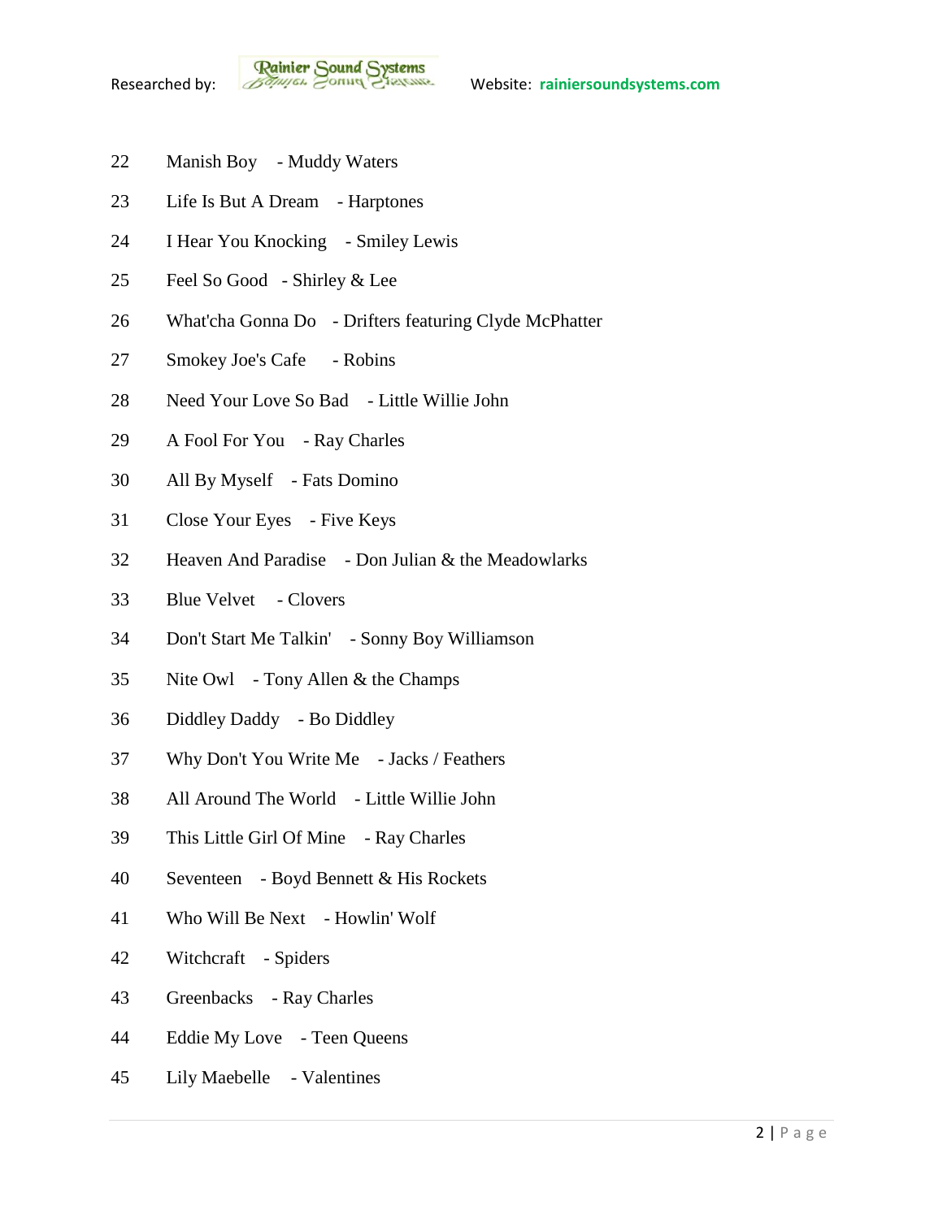22 Manish Boy - Muddy Waters

23 Life Is But A Dream - Harptones

24 I Hear You Knocking - Smiley Lewis

25 Feel So Good - Shirley & Lee

26 What'cha Gonna Do - Drifters featuring Clyde McPhatter

27 Smokey Joe's Cafe - Robins

28 Need Your Love So Bad - Little Willie John

29 A Fool For You - Ray Charles

30 All By Myself - Fats Domino

31 Close Your Eyes - Five Keys

32 Heaven And Paradise - Don Julian & the Meadowlarks

33 Blue Velvet - Clovers

34 Don't Start Me Talkin' - Sonny Boy Williamson

35 Nite Owl - Tony Allen & the Champs

36 Diddley Daddy - Bo Diddley

37 Why Don't You Write Me - Jacks / Feathers

38 All Around The World - Little Willie John

39 This Little Girl Of Mine - Ray Charles

40 Seventeen - Boyd Bennett & His Rockets

41 Who Will Be Next - Howlin' Wolf

42 Witchcraft - Spiders

43 Greenbacks - Ray Charles

44 Eddie My Love - Teen Queens

45 Lily Maebelle - Valentines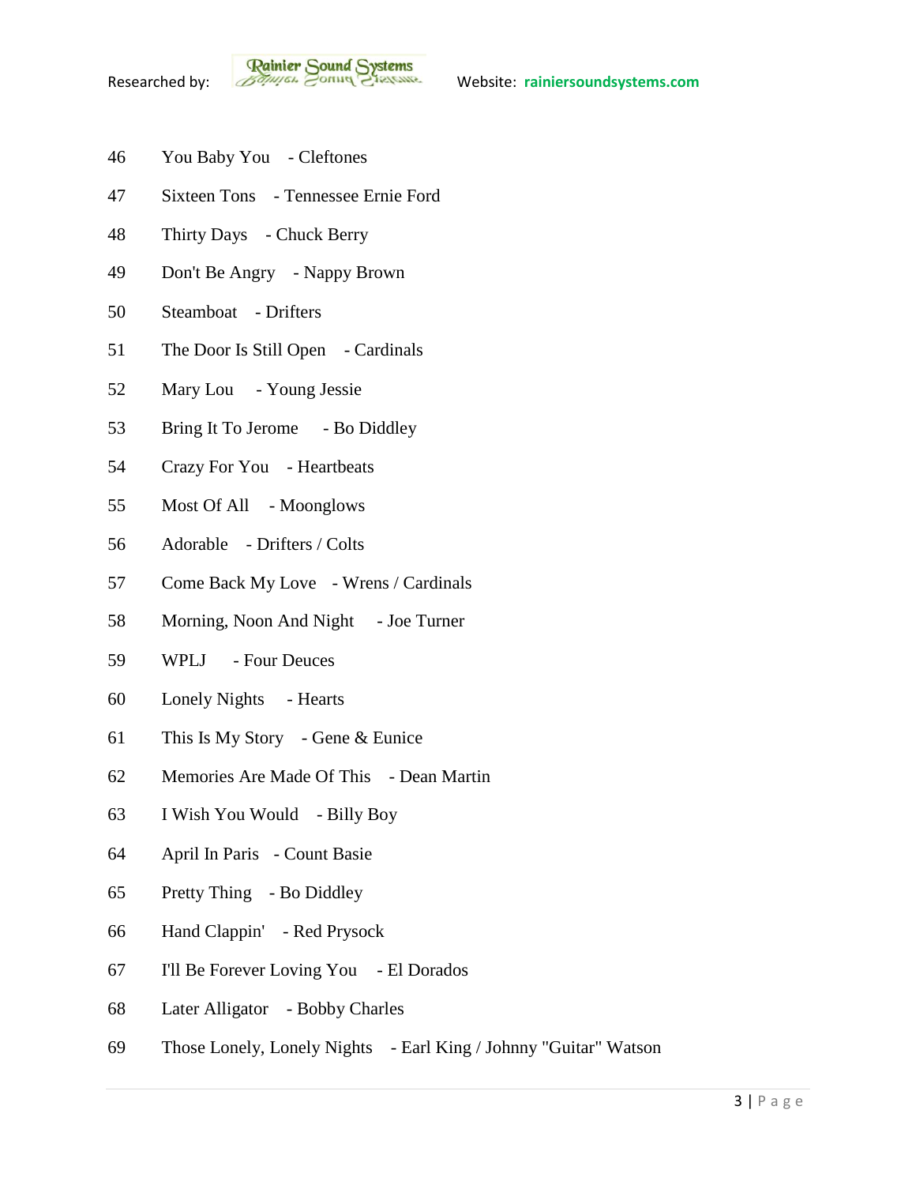46 You Baby You - Cleftones

47 Sixteen Tons - Tennessee Ernie Ford

48 Thirty Days - Chuck Berry

49 Don't Be Angry - Nappy Brown

50 Steamboat - Drifters

51 The Door Is Still Open - Cardinals

52 Mary Lou - Young Jessie

53 Bring It To Jerome - Bo Diddley

54 Crazy For You - Heartbeats

55 Most Of All - Moonglows

56 Adorable - Drifters / Colts

57 Come Back My Love - Wrens / Cardinals

58 Morning, Noon And Night - Joe Turner

59 WPLJ - Four Deuces

60 Lonely Nights - Hearts

61 This Is My Story - Gene & Eunice

62 Memories Are Made Of This - Dean Martin

63 I Wish You Would - Billy Boy

64 April In Paris - Count Basie

65 Pretty Thing - Bo Diddley

66 Hand Clappin' - Red Prysock

67 I'll Be Forever Loving You - El Dorados

68 Later Alligator - Bobby Charles

69 Those Lonely, Lonely Nights - Earl King / Johnny "Guitar" Watson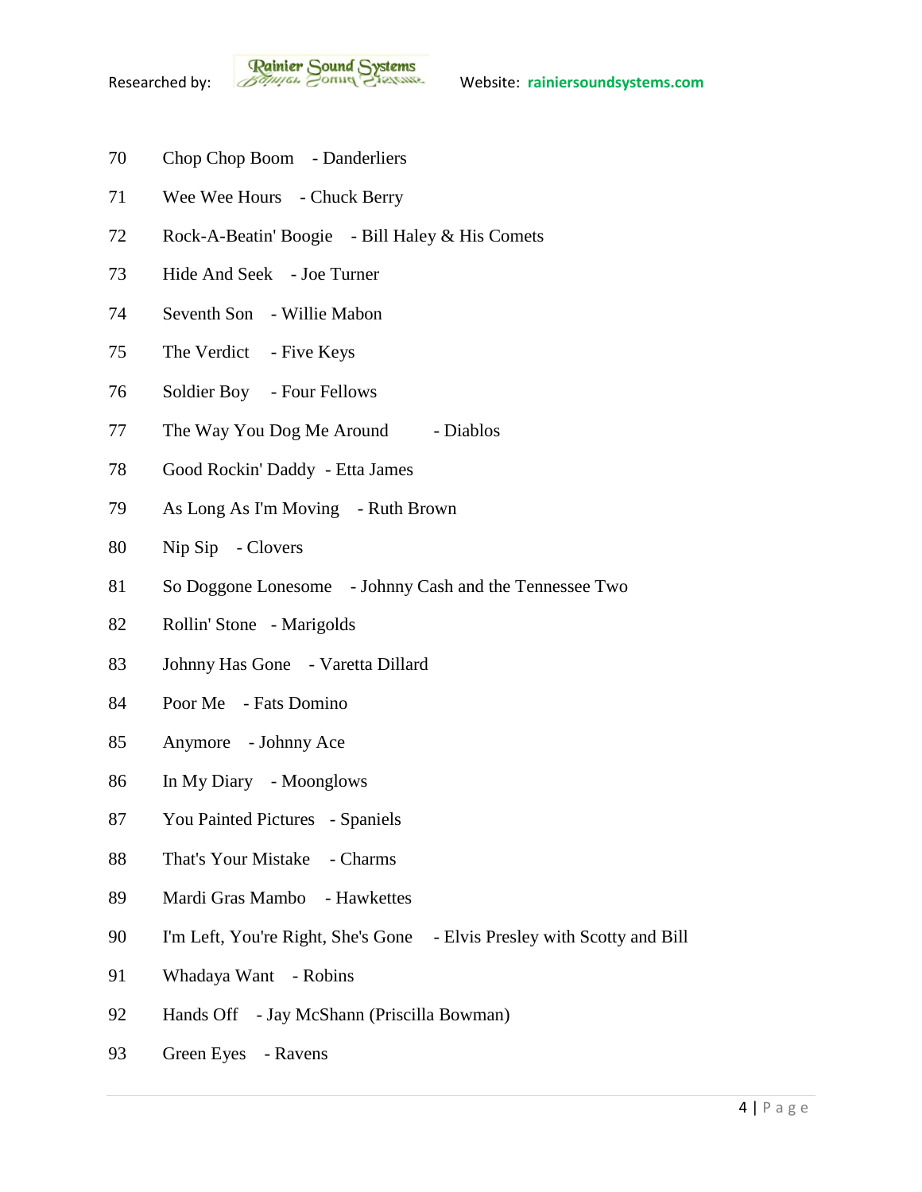70 Chop Chop Boom - Danderliers

71 Wee Wee Hours - Chuck Berry

72 Rock-A-Beatin' Boogie - Bill Haley & His Comets

73 Hide And Seek - Joe Turner

74 Seventh Son - Willie Mabon

75 The Verdict - Five Keys

76 Soldier Boy - Four Fellows

77 The Way You Dog Me Around - Diablos

78 Good Rockin' Daddy - Etta James

79 As Long As I'm Moving - Ruth Brown

80 Nip Sip - Clovers

81 So Doggone Lonesome - Johnny Cash and the Tennessee Two

82 Rollin' Stone - Marigolds

83 Johnny Has Gone - Varetta Dillard

84 Poor Me - Fats Domino

85 Anymore - Johnny Ace

86 In My Diary - Moonglows

87 You Painted Pictures - Spaniels

88 That's Your Mistake - Charms

89 Mardi Gras Mambo - Hawkettes

90 I'm Left, You're Right, She's Gone - Elvis Presley with Scotty and Bill

91 Whadaya Want - Robins

92 Hands Off - Jay McShann (Priscilla Bowman)

93 Green Eyes - Ravens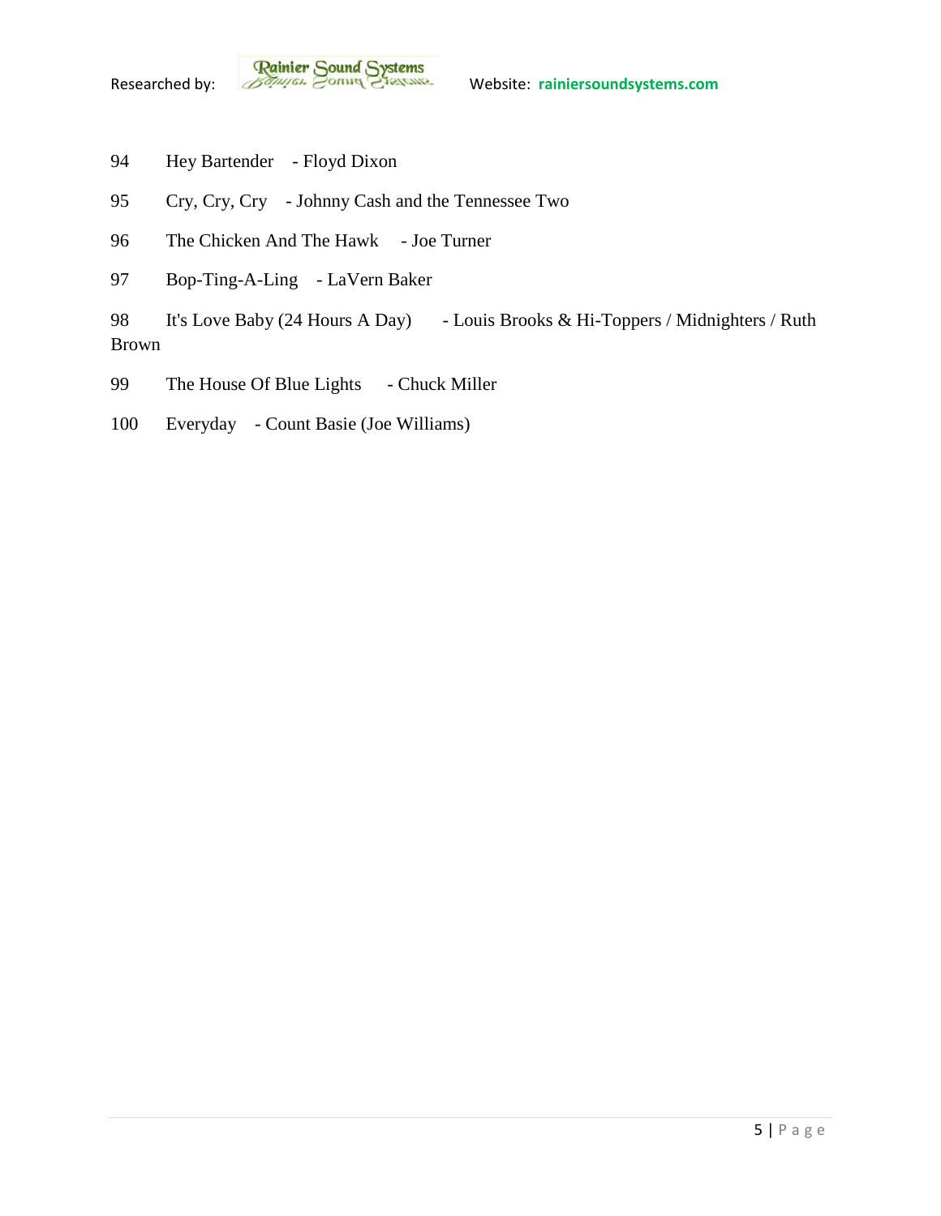94 Hey Bartender - Floyd Dixon

95 Cry, Cry, Cry - Johnny Cash and the Tennessee Two

96 The Chicken And The Hawk - Joe Turner

97 Bop-Ting-A-Ling - LaVern Baker

98 It's Love Baby (24 Hours A Day) - Louis Brooks & Hi-Toppers / Midnighters / Ruth Brown

99 The House Of Blue Lights - Chuck Miller

100 Everyday - Count Basie (Joe Williams)